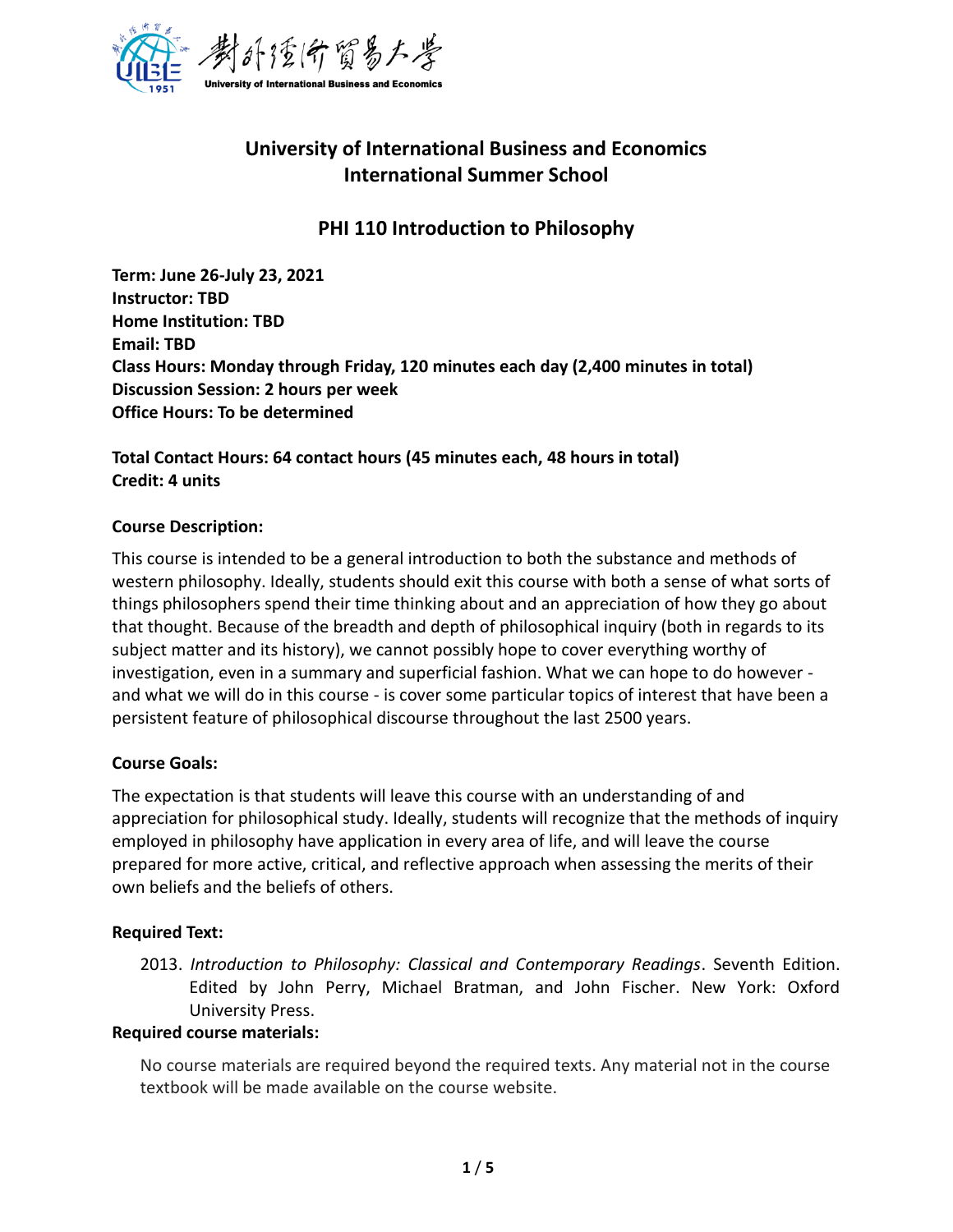# University of International Business and Economics
# International Summer School

## PHI 110 Introduction to Philosophy

**Term: June 26-July 23, 2021**
**Instructor: TBD**
**Home Institution: TBD**
**Email: TBD**
**Class Hours: Monday through Friday, 120 minutes each day (2,400 minutes in total)**
**Discussion Session: 2 hours per week**
**Office Hours: To be determined**

**Total Contact Hours: 64 contact hours (45 minutes each, 48 hours in total)**
**Credit: 4 units**

### Course Description:

This course is intended to be a general introduction to both the substance and methods of western philosophy. Ideally, students should exit this course with both a sense of what sorts of things philosophers spend their time thinking about and an appreciation of how they go about that thought. Because of the breadth and depth of philosophical inquiry (both in regards to its subject matter and its history), we cannot possibly hope to cover everything worthy of investigation, even in a summary and superficial fashion. What we can hope to do however - and what we will do in this course - is cover some particular topics of interest that have been a persistent feature of philosophical discourse throughout the last 2500 years.

### Course Goals:

The expectation is that students will leave this course with an understanding of and appreciation for philosophical study. Ideally, students will recognize that the methods of inquiry employed in philosophy have application in every area of life, and will leave the course prepared for more active, critical, and reflective approach when assessing the merits of their own beliefs and the beliefs of others.

### Required Text:

2013. *Introduction to Philosophy: Classical and Contemporary Readings*. Seventh Edition. Edited by John Perry, Michael Bratman, and John Fischer. New York: Oxford University Press.

### Required course materials:

No course materials are required beyond the required texts. Any material not in the course textbook will be made available on the course website.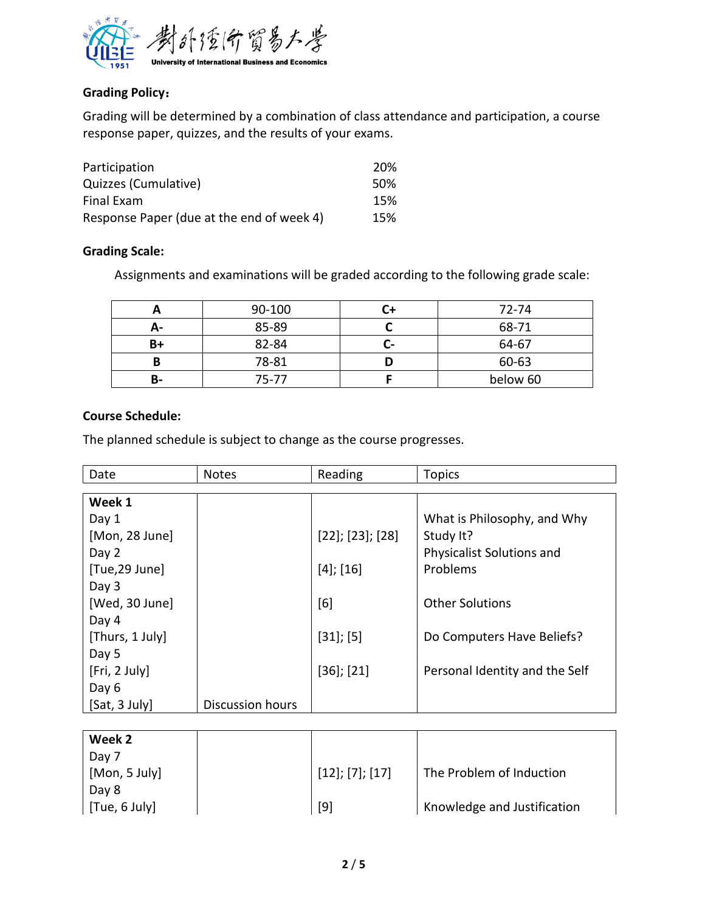**Grading Policy:**

Grading will be determined by a combination of class attendance and participation, a course response paper, quizzes, and the results of your exams.

| | |
|---|---|
| Participation | 20% |
| Quizzes (Cumulative) | 50% |
| Final Exam | 15% |
| Response Paper (due at the end of week 4) | 15% |

**Grading Scale:**

Assignments and examinations will be graded according to the following grade scale:

| | | | |
|---|---|---|---|
| **A** | 90-100 | **C+** | 72-74 |
| **A-** | 85-89 | **C** | 68-71 |
| **B+** | 82-84 | **C-** | 64-67 |
| **B** | 78-81 | **D** | 60-63 |
| **B-** | 75-77 | **F** | below 60 |

**Course Schedule:**

The planned schedule is subject to change as the course progresses.

| Date | Notes | Reading | Topics |
|---|---|---|---|
| **Week 1** | | | |
| Day 1 [Mon, 28 June] | | [22]; [23]; [28] | What is Philosophy, and Why Study It? |
| Day 2 [Tue,29 June] | | [4]; [16] | Physicalist Solutions and Problems |
| Day 3 [Wed, 30 June] | | [6] | Other Solutions |
| Day 4 [Thurs, 1 July] | | [31]; [5] | Do Computers Have Beliefs? |
| Day 5 [Fri, 2 July] | | [36]; [21] | Personal Identity and the Self |
| Day 6 [Sat, 3 July] | Discussion hours | | |
| **Week 2** | | | |
| Day 7 [Mon, 5 July] | | [12]; [7]; [17] | The Problem of Induction |
| Day 8 [Tue, 6 July] | | [9] | Knowledge and Justification |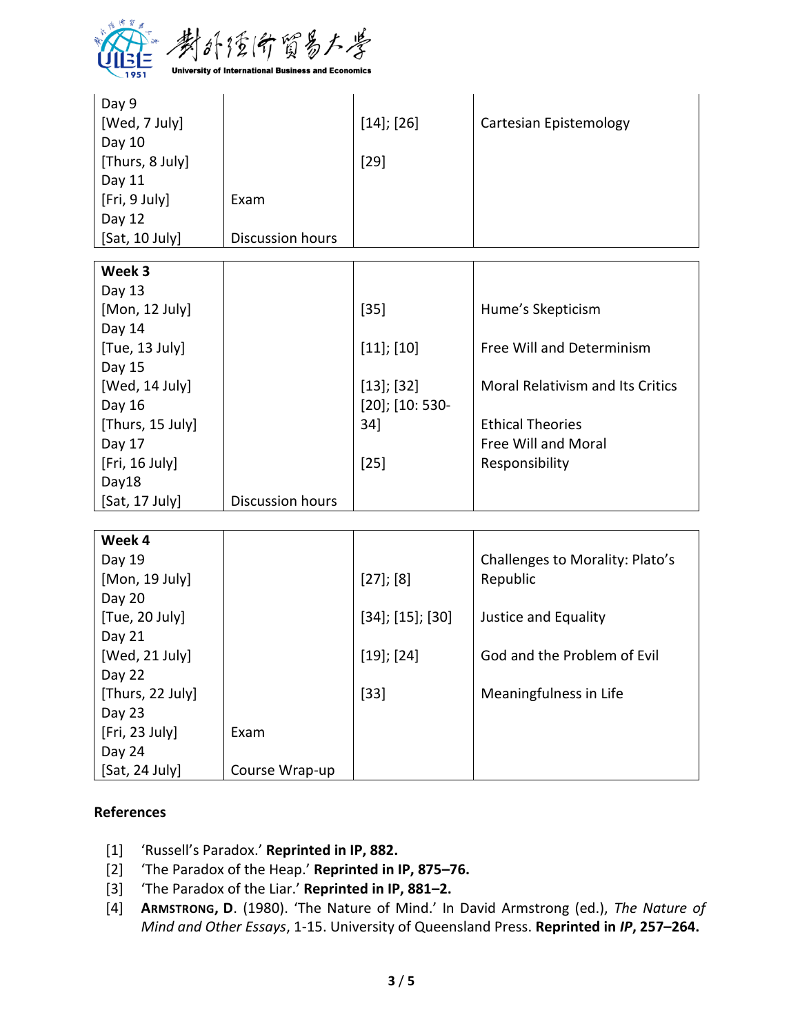| Day | | Readings | Topic |
|---|---|---|---|
| Day 9 [Wed, 7 July] | | [14]; [26] | Cartesian Epistemology |
| Day 10 [Thurs, 8 July] | | [29] | |
| Day 11 [Fri, 9 July] | Exam | | |
| Day 12 [Sat, 10 July] | Discussion hours | | |

| **Week 3** | | | |
|---|---|---|---|
| Day 13 [Mon, 12 July] | | [35] | Hume's Skepticism |
| Day 14 [Tue, 13 July] | | [11]; [10] | Free Will and Determinism |
| Day 15 [Wed, 14 July] | | [13]; [32] | Moral Relativism and Its Critics |
| Day 16 [Thurs, 15 July] | | [20]; [10: 530-34] | Ethical Theories |
| Day 17 [Fri, 16 July] | | [25] | Free Will and Moral Responsibility |
| Day18 [Sat, 17 July] | Discussion hours | | |

| **Week 4** | | | |
|---|---|---|---|
| Day 19 [Mon, 19 July] | | [27]; [8] | Challenges to Morality: Plato's Republic |
| Day 20 [Tue, 20 July] | | [34]; [15]; [30] | Justice and Equality |
| Day 21 [Wed, 21 July] | | [19]; [24] | God and the Problem of Evil |
| Day 22 [Thurs, 22 July] | | [33] | Meaningfulness in Life |
| Day 23 [Fri, 23 July] | Exam | | |
| Day 24 [Sat, 24 July] | Course Wrap-up | | |

**References**

[1] 'Russell's Paradox.' **Reprinted in IP, 882.**

[2] 'The Paradox of the Heap.' **Reprinted in IP, 875–76.**

[3] 'The Paradox of the Liar.' **Reprinted in IP, 881–2.**

[4] **ARMSTRONG, D**. (1980). 'The Nature of Mind.' In David Armstrong (ed.), *The Nature of Mind and Other Essays*, 1-15. University of Queensland Press. **Reprinted in *IP*, 257–264.**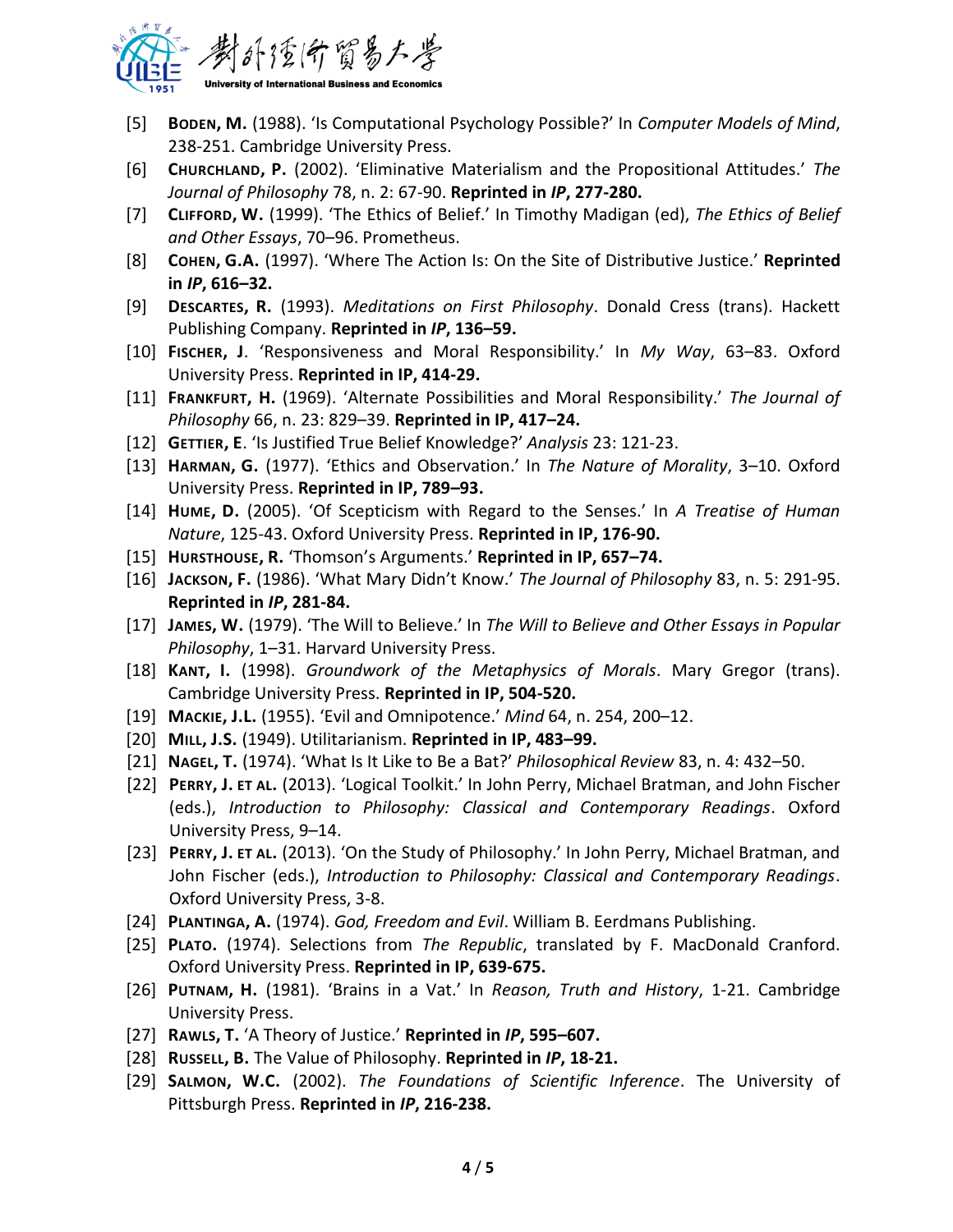[5] **BODEN, M.** (1988). 'Is Computational Psychology Possible?' In *Computer Models of Mind*, 238-251. Cambridge University Press.

[6] **CHURCHLAND, P.** (2002). 'Eliminative Materialism and the Propositional Attitudes.' *The Journal of Philosophy* 78, n. 2: 67-90. **Reprinted in *IP*, 277-280.**

[7] **CLIFFORD, W.** (1999). 'The Ethics of Belief.' In Timothy Madigan (ed), *The Ethics of Belief and Other Essays*, 70–96. Prometheus.

[8] **COHEN, G.A.** (1997). 'Where The Action Is: On the Site of Distributive Justice.' **Reprinted in *IP*, 616–32.**

[9] **DESCARTES, R.** (1993). *Meditations on First Philosophy*. Donald Cress (trans). Hackett Publishing Company. **Reprinted in *IP*, 136–59.**

[10] **FISCHER, J**. 'Responsiveness and Moral Responsibility.' In *My Way*, 63–83. Oxford University Press. **Reprinted in IP, 414-29.**

[11] **FRANKFURT, H.** (1969). 'Alternate Possibilities and Moral Responsibility.' *The Journal of Philosophy* 66, n. 23: 829–39. **Reprinted in IP, 417–24.**

[12] **GETTIER, E**. 'Is Justified True Belief Knowledge?' *Analysis* 23: 121-23.

[13] **HARMAN, G.** (1977). 'Ethics and Observation.' In *The Nature of Morality*, 3–10. Oxford University Press. **Reprinted in IP, 789–93.**

[14] **HUME, D.** (2005). 'Of Scepticism with Regard to the Senses.' In *A Treatise of Human Nature*, 125-43. Oxford University Press. **Reprinted in IP, 176-90.**

[15] **HURSTHOUSE, R.** 'Thomson's Arguments.' **Reprinted in IP, 657–74.**

[16] **JACKSON, F.** (1986). 'What Mary Didn't Know.' *The Journal of Philosophy* 83, n. 5: 291-95. **Reprinted in *IP*, 281-84.**

[17] **JAMES, W.** (1979). 'The Will to Believe.' In *The Will to Believe and Other Essays in Popular Philosophy*, 1–31. Harvard University Press.

[18] **KANT, I.** (1998). *Groundwork of the Metaphysics of Morals*. Mary Gregor (trans). Cambridge University Press. **Reprinted in IP, 504-520.**

[19] **MACKIE, J.L.** (1955). 'Evil and Omnipotence.' *Mind* 64, n. 254, 200–12.

[20] **MILL, J.S.** (1949). Utilitarianism. **Reprinted in IP, 483–99.**

[21] **NAGEL, T.** (1974). 'What Is It Like to Be a Bat?' *Philosophical Review* 83, n. 4: 432–50.

[22] **PERRY, J. ET AL.** (2013). 'Logical Toolkit.' In John Perry, Michael Bratman, and John Fischer (eds.), *Introduction to Philosophy: Classical and Contemporary Readings*. Oxford University Press, 9–14.

[23] **PERRY, J. ET AL.** (2013). 'On the Study of Philosophy.' In John Perry, Michael Bratman, and John Fischer (eds.), *Introduction to Philosophy: Classical and Contemporary Readings*. Oxford University Press, 3-8.

[24] **PLANTINGA, A.** (1974). *God, Freedom and Evil*. William B. Eerdmans Publishing.

[25] **PLATO.** (1974). Selections from *The Republic*, translated by F. MacDonald Cranford. Oxford University Press. **Reprinted in IP, 639-675.**

[26] **PUTNAM, H.** (1981). 'Brains in a Vat.' In *Reason, Truth and History*, 1-21. Cambridge University Press.

[27] **RAWLS, T.** 'A Theory of Justice.' **Reprinted in *IP*, 595–607.**

[28] **RUSSELL, B.** The Value of Philosophy. **Reprinted in *IP*, 18-21.**

[29] **SALMON, W.C.** (2002). *The Foundations of Scientific Inference*. The University of Pittsburgh Press. **Reprinted in *IP*, 216-238.**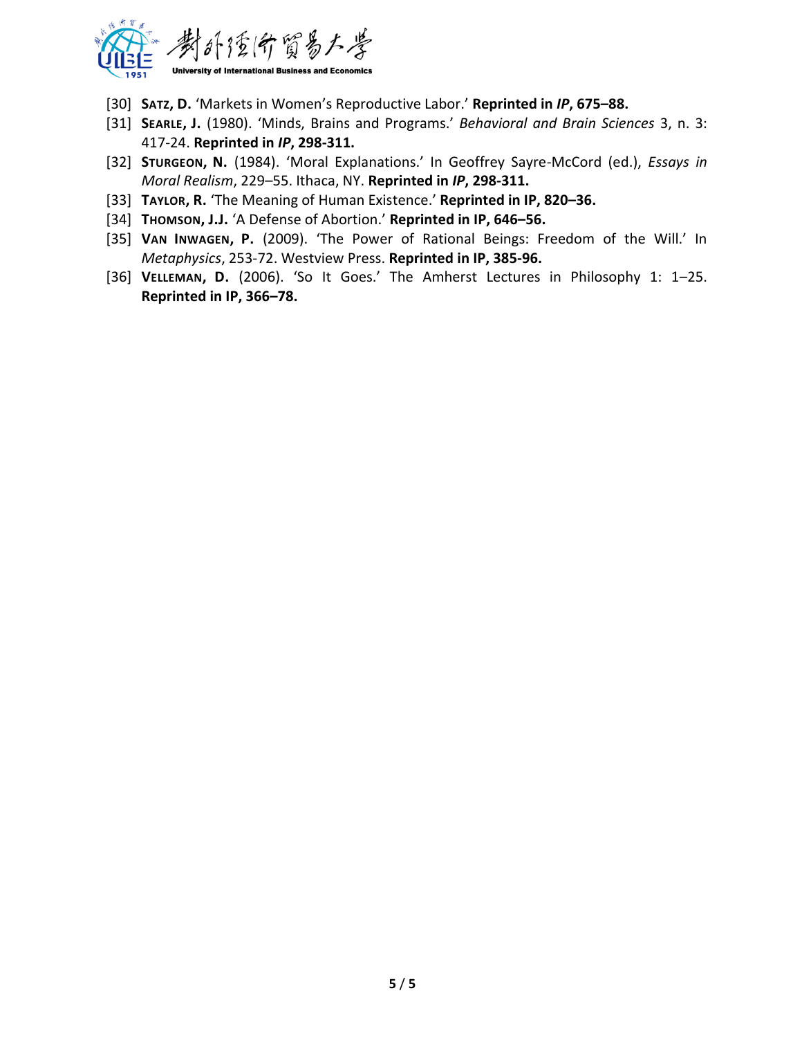[30] **Satz, D.** 'Markets in Women's Reproductive Labor.' **Reprinted in *IP*, 675–88.**

[31] **Searle, J.** (1980). 'Minds, Brains and Programs.' *Behavioral and Brain Sciences* 3, n. 3: 417-24. **Reprinted in *IP*, 298-311.**

[32] **Sturgeon, N.** (1984). 'Moral Explanations.' In Geoffrey Sayre-McCord (ed.), *Essays in Moral Realism*, 229–55. Ithaca, NY. **Reprinted in *IP*, 298-311.**

[33] **Taylor, R.** 'The Meaning of Human Existence.' **Reprinted in IP, 820–36.**

[34] **Thomson, J.J.** 'A Defense of Abortion.' **Reprinted in IP, 646–56.**

[35] **Van Inwagen, P.** (2009). 'The Power of Rational Beings: Freedom of the Will.' In *Metaphysics*, 253-72. Westview Press. **Reprinted in IP, 385-96.**

[36] **Velleman, D.** (2006). 'So It Goes.' The Amherst Lectures in Philosophy 1: 1–25. **Reprinted in IP, 366–78.**